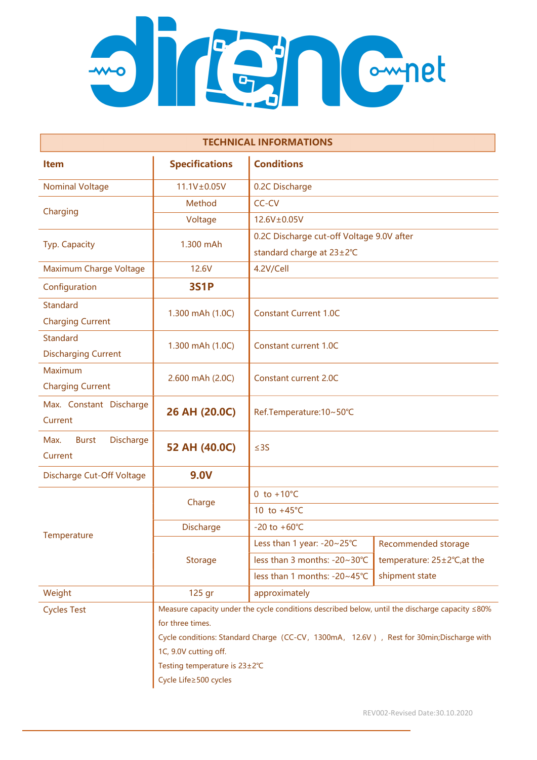## TECHNICAL INFORMATIONS

| Item | Specifications | Conditions | |
|---|---|---|---|
| Nominal Voltage | 11.1V±0.05V | 0.2C Discharge | |
| Charging | Method | CC-CV | |
| | Voltage | 12.6V±0.05V | |
| Typ. Capacity | 1.300 mAh | 0.2C Discharge cut-off Voltage 9.0V after standard charge at 23±2℃ | |
| Maximum Charge Voltage | 12.6V | 4.2V/Cell | |
| Configuration | **3S1P** | | |
| Standard Charging Current | 1.300 mAh (1.0C) | Constant Current 1.0C | |
| Standard Discharging Current | 1.300 mAh (1.0C) | Constant current 1.0C | |
| Maximum Charging Current | 2.600 mAh (2.0C) | Constant current 2.0C | |
| Max. Constant Discharge Current | **26 AH (20.0C)** | Ref.Temperature:10~50℃ | |
| Max. Burst Discharge Current | **52 AH (40.0C)** | ≤3S | |
| Discharge Cut-Off Voltage | **9.0V** | | |
| Temperature | Charge | 0 to +10°C | |
| | | 10 to +45°C | |
| | Discharge | -20 to +60℃ | |
| | Storage | Less than 1 year: -20~25℃ | Recommended storage temperature: 25±2℃,at the shipment state |
| | | less than 3 months: -20~30℃ | |
| | | less than 1 months: -20~45℃ | |
| Weight | 125 gr | approximately | |
| Cycles Test | Measure capacity under the cycle conditions described below, until the discharge capacity ≤80% for three times.<br>Cycle conditions: Standard Charge（CC-CV，1300mA， 12.6V），Rest for 30min;Discharge with 1C, 9.0V cutting off.<br>Testing temperature is 23±2℃<br>Cycle Life≥500 cycles | | |

REV002-Revised Date:30.10.2020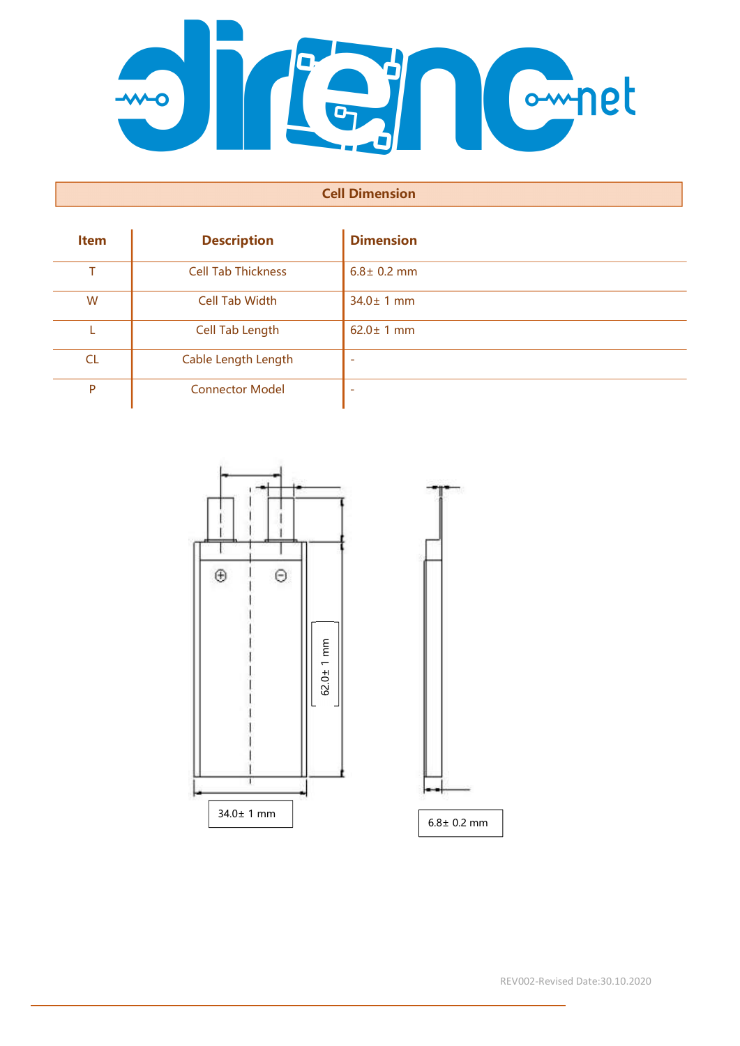## Cell Dimension

| Item | Description | Dimension |
|---|---|---|
| T | Cell Tab Thickness | 6.8± 0.2 mm |
| W | Cell Tab Width | 34.0± 1 mm |
| L | Cell Tab Length | 62.0± 1 mm |
| CL | Cable Length Length | - |
| P | Connector Model | - |

62.0± 1 mm

34.0± 1 mm

6.8± 0.2 mm

REV002-Revised Date:30.10.2020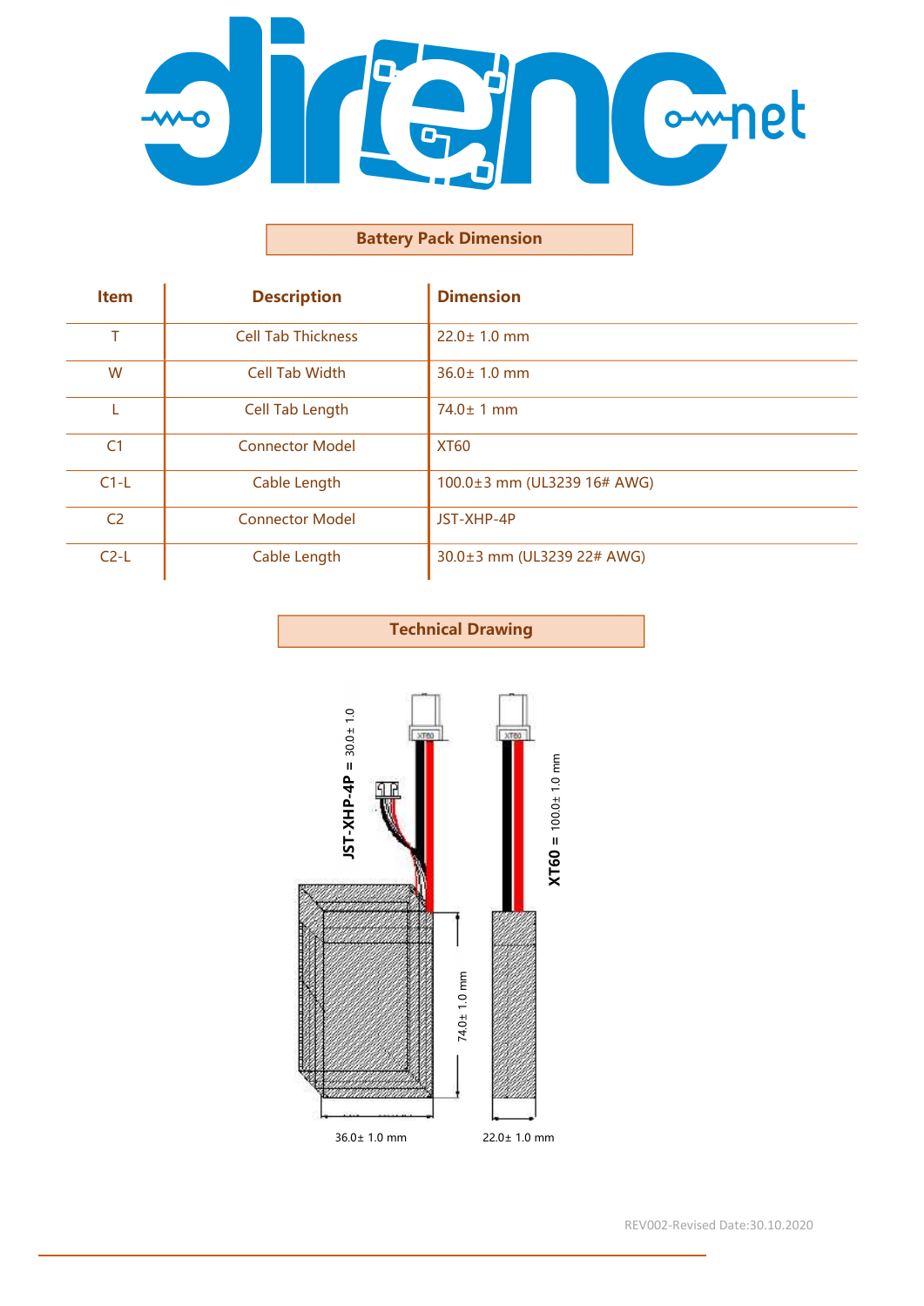## Battery Pack Dimension

| Item | Description | Dimension |
|---|---|---|
| T | Cell Tab Thickness | 22.0± 1.0 mm |
| W | Cell Tab Width | 36.0± 1.0 mm |
| L | Cell Tab Length | 74.0± 1 mm |
| C1 | Connector Model | XT60 |
| C1-L | Cable Length | 100.0±3 mm (UL3239 16# AWG) |
| C2 | Connector Model | JST-XHP-4P |
| C2-L | Cable Length | 30.0±3 mm (UL3239 22# AWG) |

## Technical Drawing

JST-XHP-4P = 30.0± 1.0

XT60 = 100.0± 1.0 mm

74.0± 1.0 mm

36.0± 1.0 mm

22.0± 1.0 mm

REV002-Revised Date:30.10.2020